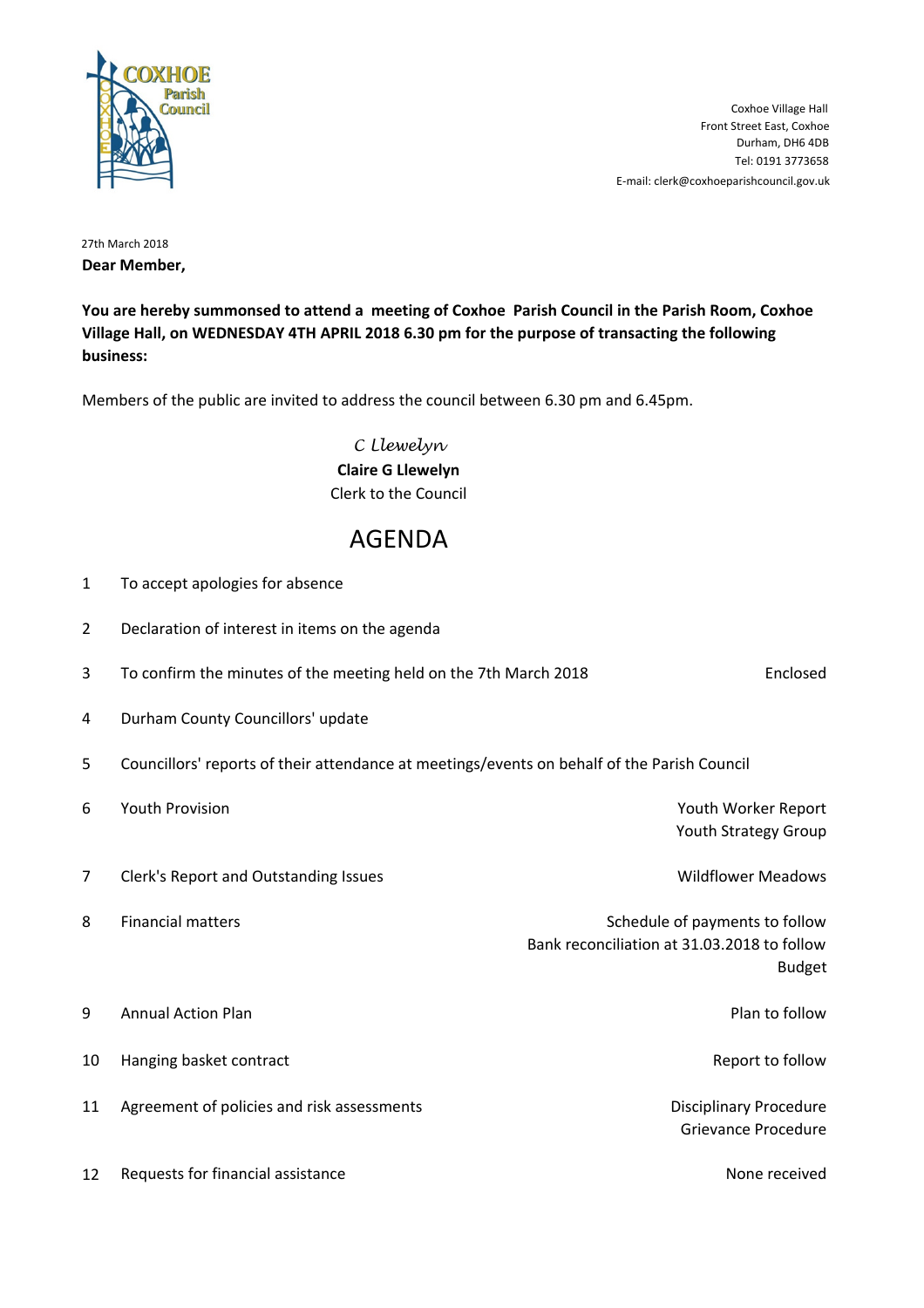Coxhoe Village Hall
Front Street East, Coxhoe
Durham, DH6 4DB
Tel: 0191 3773658
E-mail: clerk@coxhoeparishcouncil.gov.uk

27th March 2018

**Dear Member,**

**You are hereby summonsed to attend a meeting of Coxhoe Parish Council in the Parish Room, Coxhoe Village Hall, on WEDNESDAY 4TH APRIL 2018 6.30 pm for the purpose of transacting the following business:**

Members of the public are invited to address the council between 6.30 pm and 6.45pm.

*C Llewelyn*
**Claire G Llewelyn**
Clerk to the Council

# AGENDA

| | | |
|---|---|---|
| 1 | To accept apologies for absence | |
| 2 | Declaration of interest in items on the agenda | |
| 3 | To confirm the minutes of the meeting held on the 7th March 2018 | Enclosed |
| 4 | Durham County Councillors' update | |
| 5 | Councillors' reports of their attendance at meetings/events on behalf of the Parish Council | |
| 6 | Youth Provision | Youth Worker Report<br>Youth Strategy Group |
| 7 | Clerk's Report and Outstanding Issues | Wildflower Meadows |
| 8 | Financial matters | Schedule of payments to follow<br>Bank reconciliation at 31.03.2018 to follow<br>Budget |
| 9 | Annual Action Plan | Plan to follow |
| 10 | Hanging basket contract | Report to follow |
| 11 | Agreement of policies and risk assessments | Disciplinary Procedure<br>Grievance Procedure |
| 12 | Requests for financial assistance | None received |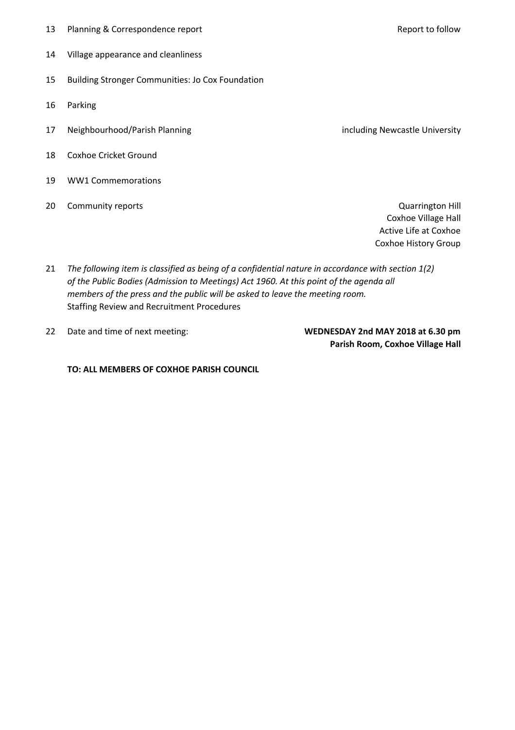13 Planning & Correspondence report — Report to follow

14 Village appearance and cleanliness

15 Building Stronger Communities: Jo Cox Foundation

16 Parking

17 Neighbourhood/Parish Planning — including Newcastle University

18 Coxhoe Cricket Ground

19 WW1 Commemorations

20 Community reports — Quarrington Hill
Coxhoe Village Hall
Active Life at Coxhoe
Coxhoe History Group

21 *The following item is classified as being of a confidential nature in accordance with section 1(2) of the Public Bodies (Admission to Meetings) Act 1960. At this point of the agenda all members of the press and the public will be asked to leave the meeting room.*
Staffing Review and Recruitment Procedures

22 Date and time of next meeting: **WEDNESDAY 2nd MAY 2018 at 6.30 pm**
**Parish Room, Coxhoe Village Hall**

**TO: ALL MEMBERS OF COXHOE PARISH COUNCIL**